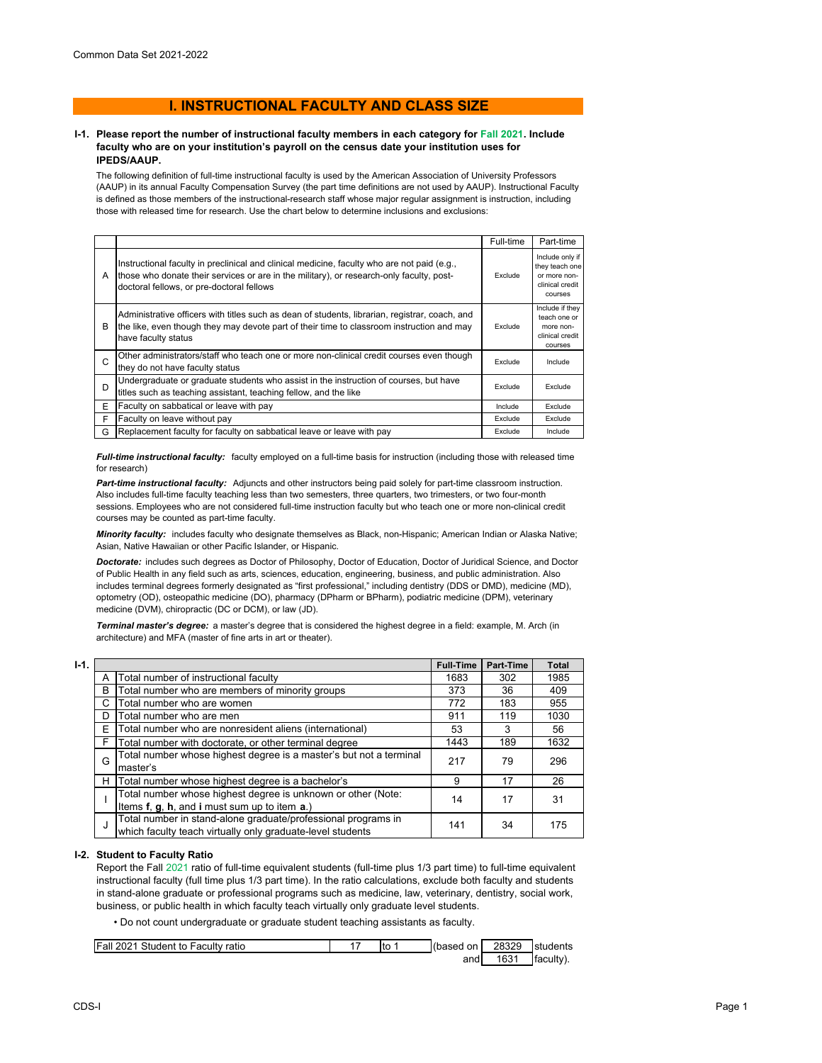Common Data Set 2021-2022

# I. INSTRUCTIONAL FACULTY AND CLASS SIZE

**I-1. Please report the number of instructional faculty members in each category for Fall 2021. Include faculty who are on your institution's payroll on the census date your institution uses for IPEDS/AAUP.**

The following definition of full-time instructional faculty is used by the American Association of University Professors (AAUP) in its annual Faculty Compensation Survey (the part time definitions are not used by AAUP). Instructional Faculty is defined as those members of the instructional-research staff whose major regular assignment is instruction, including those with released time for research. Use the chart below to determine inclusions and exclusions:

| | | Full-time | Part-time |
|---|---|---|---|
| A | Instructional faculty in preclinical and clinical medicine, faculty who are not paid (e.g., those who donate their services or are in the military), or research-only faculty, post-doctoral fellows, or pre-doctoral fellows | Exclude | Include only if they teach one or more non-clinical credit courses |
| B | Administrative officers with titles such as dean of students, librarian, registrar, coach, and the like, even though they may devote part of their time to classroom instruction and may have faculty status | Exclude | Include if they teach one or more non-clinical credit courses |
| C | Other administrators/staff who teach one or more non-clinical credit courses even though they do not have faculty status | Exclude | Include |
| D | Undergraduate or graduate students who assist in the instruction of courses, but have titles such as teaching assistant, teaching fellow, and the like | Exclude | Exclude |
| E | Faculty on sabbatical or leave with pay | Include | Exclude |
| F | Faculty on leave without pay | Exclude | Exclude |
| G | Replacement faculty for faculty on sabbatical leave or leave with pay | Exclude | Include |

***Full-time instructional faculty:*** faculty employed on a full-time basis for instruction (including those with released time for research)

***Part-time instructional faculty:*** Adjuncts and other instructors being paid solely for part-time classroom instruction. Also includes full-time faculty teaching less than two semesters, three quarters, two trimesters, or two four-month sessions. Employees who are not considered full-time instruction faculty but who teach one or more non-clinical credit courses may be counted as part-time faculty.

***Minority faculty:*** includes faculty who designate themselves as Black, non-Hispanic; American Indian or Alaska Native; Asian, Native Hawaiian or other Pacific Islander, or Hispanic.

***Doctorate:*** includes such degrees as Doctor of Philosophy, Doctor of Education, Doctor of Juridical Science, and Doctor of Public Health in any field such as arts, sciences, education, engineering, business, and public administration. Also includes terminal degrees formerly designated as "first professional," including dentistry (DDS or DMD), medicine (MD), optometry (OD), osteopathic medicine (DO), pharmacy (DPharm or BPharm), podiatric medicine (DPM), veterinary medicine (DVM), chiropractic (DC or DCM), or law (JD).

***Terminal master's degree:*** a master's degree that is considered the highest degree in a field: example, M. Arch (in architecture) and MFA (master of fine arts in art or theater).

**I-1.**

| | | Full-Time | Part-Time | Total |
|---|---|---|---|---|
| A | Total number of instructional faculty | 1683 | 302 | 1985 |
| B | Total number who are members of minority groups | 373 | 36 | 409 |
| C | Total number who are women | 772 | 183 | 955 |
| D | Total number who are men | 911 | 119 | 1030 |
| E | Total number who are nonresident aliens (international) | 53 | 3 | 56 |
| F | Total number with doctorate, or other terminal degree | 1443 | 189 | 1632 |
| G | Total number whose highest degree is a master's but not a terminal master's | 217 | 79 | 296 |
| H | Total number whose highest degree is a bachelor's | 9 | 17 | 26 |
| I | Total number whose highest degree is unknown or other (Note: Items **f**, **g**, **h**, and **i** must sum up to item **a**.) | 14 | 17 | 31 |
| J | Total number in stand-alone graduate/professional programs in which faculty teach virtually only graduate-level students | 141 | 34 | 175 |

**I-2. Student to Faculty Ratio**

Report the Fall 2021 ratio of full-time equivalent students (full-time plus 1/3 part time) to full-time equivalent instructional faculty (full time plus 1/3 part time). In the ratio calculations, exclude both faculty and students in stand-alone graduate or professional programs such as medicine, law, veterinary, dentistry, social work, business, or public health in which faculty teach virtually only graduate level students.

- Do not count undergraduate or graduate student teaching assistants as faculty.

| | | | | | |
|---|---|---|---|---|---|
| Fall 2021 Student to Faculty ratio | 17 | to 1 | (based on | 28329 | students |
| | | | and | 1631 | faculty). |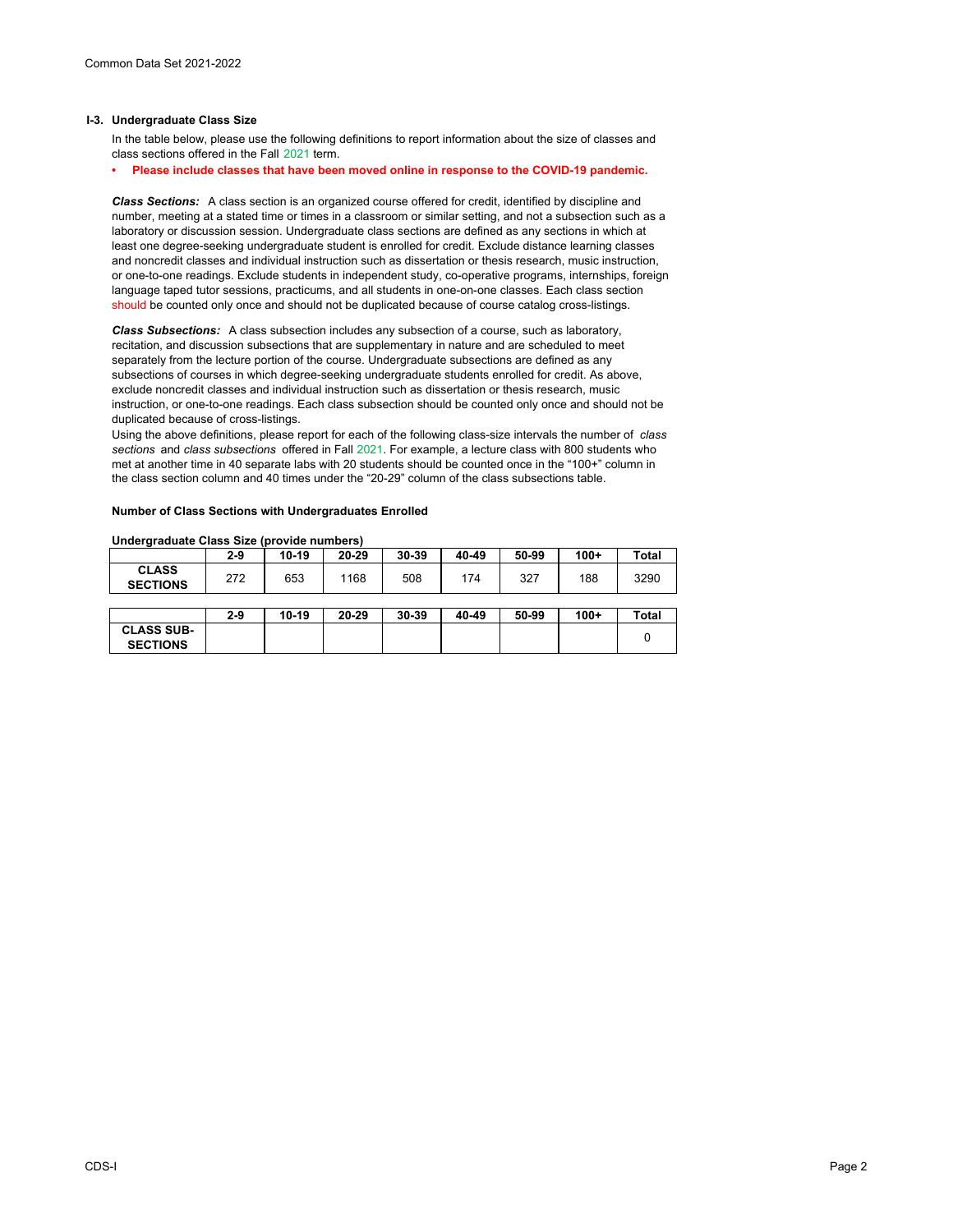### I-3. Undergraduate Class Size

In the table below, please use the following definitions to report information about the size of classes and class sections offered in the Fall 2021 term.

- **Please include classes that have been moved online in response to the COVID-19 pandemic.**

***Class Sections:*** A class section is an organized course offered for credit, identified by discipline and number, meeting at a stated time or times in a classroom or similar setting, and not a subsection such as a laboratory or discussion session. Undergraduate class sections are defined as any sections in which at least one degree-seeking undergraduate student is enrolled for credit. Exclude distance learning classes and noncredit classes and individual instruction such as dissertation or thesis research, music instruction, or one-to-one readings. Exclude students in independent study, co-operative programs, internships, foreign language taped tutor sessions, practicums, and all students in one-on-one classes. Each class section should be counted only once and should not be duplicated because of course catalog cross-listings.

***Class Subsections:*** A class subsection includes any subsection of a course, such as laboratory, recitation, and discussion subsections that are supplementary in nature and are scheduled to meet separately from the lecture portion of the course. Undergraduate subsections are defined as any subsections of courses in which degree-seeking undergraduate students enrolled for credit. As above, exclude noncredit classes and individual instruction such as dissertation or thesis research, music instruction, or one-to-one readings. Each class subsection should be counted only once and should not be duplicated because of cross-listings.

Using the above definitions, please report for each of the following class-size intervals the number of *class sections* and *class subsections* offered in Fall 2021. For example, a lecture class with 800 students who met at another time in 40 separate labs with 20 students should be counted once in the "100+" column in the class section column and 40 times under the "20-29" column of the class subsections table.

**Number of Class Sections with Undergraduates Enrolled**

**Undergraduate Class Size (provide numbers)**

| | 2-9 | 10-19 | 20-29 | 30-39 | 40-49 | 50-99 | 100+ | Total |
|---|---|---|---|---|---|---|---|---|
| **CLASS SECTIONS** | 272 | 653 | 1168 | 508 | 174 | 327 | 188 | 3290 |

| | 2-9 | 10-19 | 20-29 | 30-39 | 40-49 | 50-99 | 100+ | Total |
|---|---|---|---|---|---|---|---|---|
| **CLASS SUB-SECTIONS** | | | | | | | | 0 |